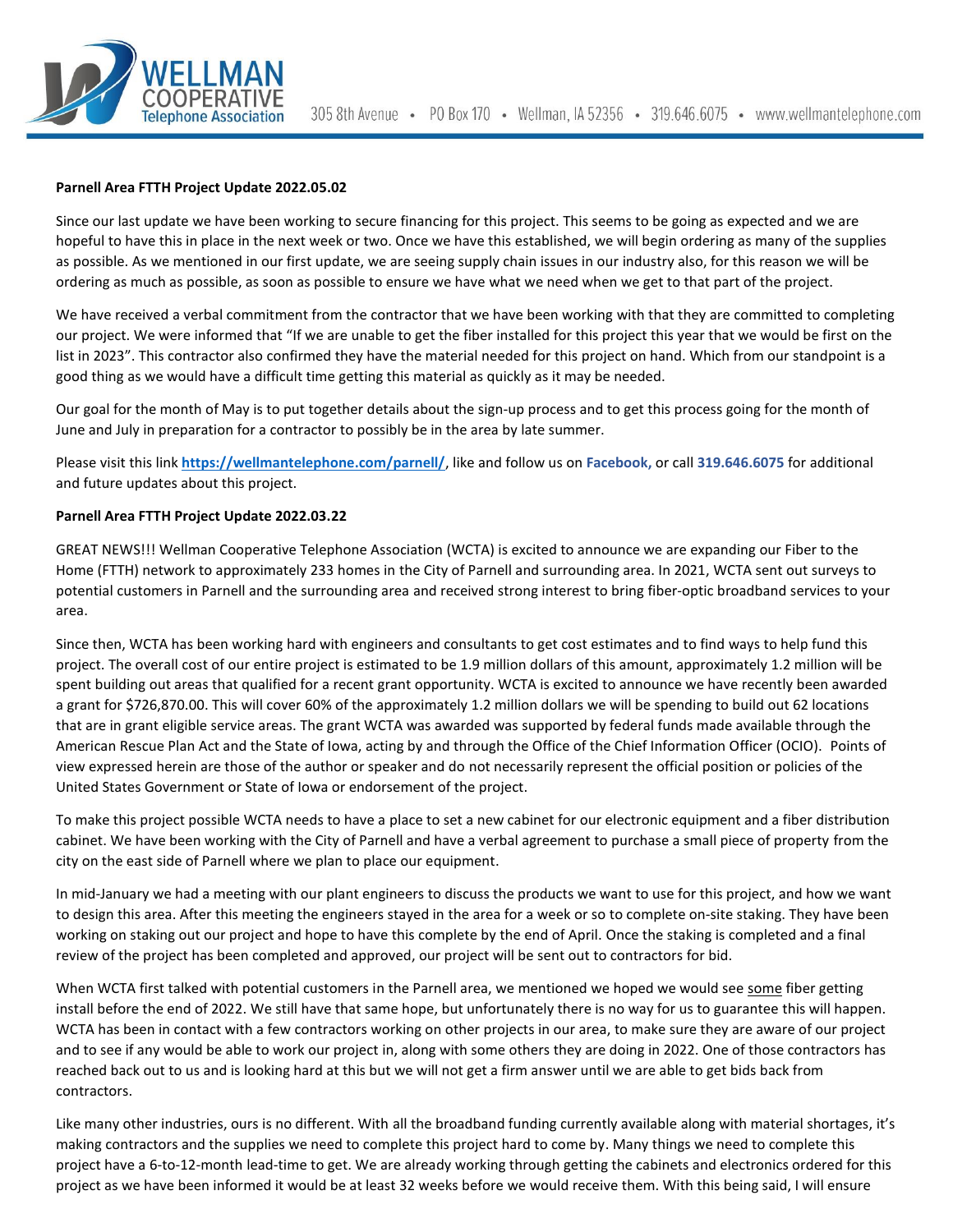**Parnell Area FTTH Project Update 2022.05.02**

Since our last update we have been working to secure financing for this project. This seems to be going as expected and we are hopeful to have this in place in the next week or two. Once we have this established, we will begin ordering as many of the supplies as possible. As we mentioned in our first update, we are seeing supply chain issues in our industry also, for this reason we will be ordering as much as possible, as soon as possible to ensure we have what we need when we get to that part of the project.

We have received a verbal commitment from the contractor that we have been working with that they are committed to completing our project. We were informed that "If we are unable to get the fiber installed for this project this year that we would be first on the list in 2023". This contractor also confirmed they have the material needed for this project on hand. Which from our standpoint is a good thing as we would have a difficult time getting this material as quickly as it may be needed.

Our goal for the month of May is to put together details about the sign-up process and to get this process going for the month of June and July in preparation for a contractor to possibly be in the area by late summer.

Please visit this link **https://wellmantelephone.com/parnell/**, like and follow us on **Facebook,** or call **319.646.6075** for additional and future updates about this project.

**Parnell Area FTTH Project Update 2022.03.22**

GREAT NEWS!!! Wellman Cooperative Telephone Association (WCTA) is excited to announce we are expanding our Fiber to the Home (FTTH) network to approximately 233 homes in the City of Parnell and surrounding area. In 2021, WCTA sent out surveys to potential customers in Parnell and the surrounding area and received strong interest to bring fiber-optic broadband services to your area.

Since then, WCTA has been working hard with engineers and consultants to get cost estimates and to find ways to help fund this project. The overall cost of our entire project is estimated to be 1.9 million dollars of this amount, approximately 1.2 million will be spent building out areas that qualified for a recent grant opportunity. WCTA is excited to announce we have recently been awarded a grant for $726,870.00. This will cover 60% of the approximately 1.2 million dollars we will be spending to build out 62 locations that are in grant eligible service areas. The grant WCTA was awarded was supported by federal funds made available through the American Rescue Plan Act and the State of Iowa, acting by and through the Office of the Chief Information Officer (OCIO). Points of view expressed herein are those of the author or speaker and do not necessarily represent the official position or policies of the United States Government or State of Iowa or endorsement of the project.

To make this project possible WCTA needs to have a place to set a new cabinet for our electronic equipment and a fiber distribution cabinet. We have been working with the City of Parnell and have a verbal agreement to purchase a small piece of property from the city on the east side of Parnell where we plan to place our equipment.

In mid-January we had a meeting with our plant engineers to discuss the products we want to use for this project, and how we want to design this area. After this meeting the engineers stayed in the area for a week or so to complete on-site staking. They have been working on staking out our project and hope to have this complete by the end of April. Once the staking is completed and a final review of the project has been completed and approved, our project will be sent out to contractors for bid.

When WCTA first talked with potential customers in the Parnell area, we mentioned we hoped we would see <u>some</u> fiber getting install before the end of 2022. We still have that same hope, but unfortunately there is no way for us to guarantee this will happen. WCTA has been in contact with a few contractors working on other projects in our area, to make sure they are aware of our project and to see if any would be able to work our project in, along with some others they are doing in 2022. One of those contractors has reached back out to us and is looking hard at this but we will not get a firm answer until we are able to get bids back from contractors.

Like many other industries, ours is no different. With all the broadband funding currently available along with material shortages, it's making contractors and the supplies we need to complete this project hard to come by. Many things we need to complete this project have a 6-to-12-month lead-time to get. We are already working through getting the cabinets and electronics ordered for this project as we have been informed it would be at least 32 weeks before we would receive them. With this being said, I will ensure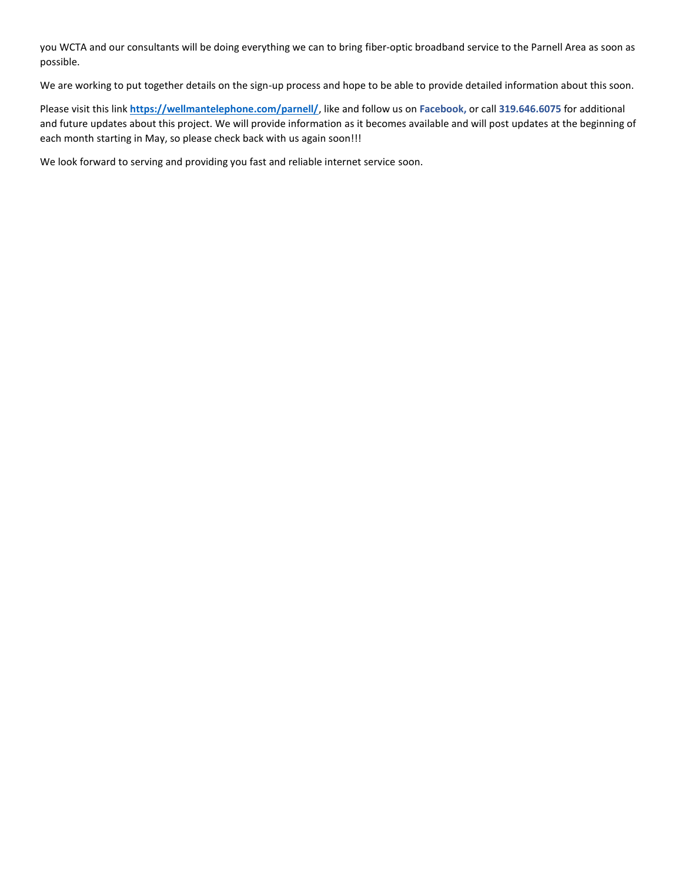you WCTA and our consultants will be doing everything we can to bring fiber-optic broadband service to the Parnell Area as soon as possible.

We are working to put together details on the sign-up process and hope to be able to provide detailed information about this soon.

Please visit this link **https://wellmantelephone.com/parnell/**, like and follow us on **Facebook,** or call **319.646.6075** for additional and future updates about this project. We will provide information as it becomes available and will post updates at the beginning of each month starting in May, so please check back with us again soon!!!

We look forward to serving and providing you fast and reliable internet service soon.